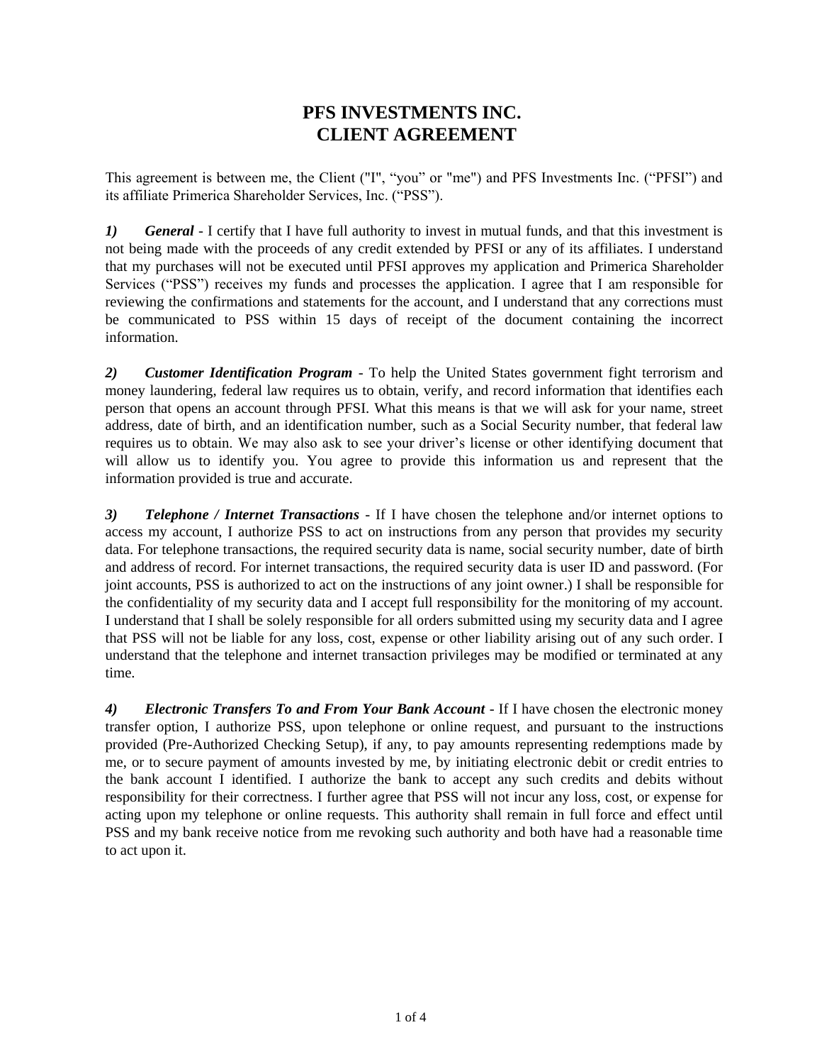# PFS INVESTMENTS INC.
# CLIENT AGREEMENT

This agreement is between me, the Client ("I", "you" or "me") and PFS Investments Inc. ("PFSI") and its affiliate Primerica Shareholder Services, Inc. ("PSS").

***1) General*** - I certify that I have full authority to invest in mutual funds, and that this investment is not being made with the proceeds of any credit extended by PFSI or any of its affiliates. I understand that my purchases will not be executed until PFSI approves my application and Primerica Shareholder Services ("PSS") receives my funds and processes the application. I agree that I am responsible for reviewing the confirmations and statements for the account, and I understand that any corrections must be communicated to PSS within 15 days of receipt of the document containing the incorrect information.

***2) Customer Identification Program*** - To help the United States government fight terrorism and money laundering, federal law requires us to obtain, verify, and record information that identifies each person that opens an account through PFSI. What this means is that we will ask for your name, street address, date of birth, and an identification number, such as a Social Security number, that federal law requires us to obtain. We may also ask to see your driver's license or other identifying document that will allow us to identify you. You agree to provide this information us and represent that the information provided is true and accurate.

***3) Telephone / Internet Transactions*** - If I have chosen the telephone and/or internet options to access my account, I authorize PSS to act on instructions from any person that provides my security data. For telephone transactions, the required security data is name, social security number, date of birth and address of record. For internet transactions, the required security data is user ID and password. (For joint accounts, PSS is authorized to act on the instructions of any joint owner.) I shall be responsible for the confidentiality of my security data and I accept full responsibility for the monitoring of my account. I understand that I shall be solely responsible for all orders submitted using my security data and I agree that PSS will not be liable for any loss, cost, expense or other liability arising out of any such order. I understand that the telephone and internet transaction privileges may be modified or terminated at any time.

***4) Electronic Transfers To and From Your Bank Account*** - If I have chosen the electronic money transfer option, I authorize PSS, upon telephone or online request, and pursuant to the instructions provided (Pre-Authorized Checking Setup), if any, to pay amounts representing redemptions made by me, or to secure payment of amounts invested by me, by initiating electronic debit or credit entries to the bank account I identified. I authorize the bank to accept any such credits and debits without responsibility for their correctness. I further agree that PSS will not incur any loss, cost, or expense for acting upon my telephone or online requests. This authority shall remain in full force and effect until PSS and my bank receive notice from me revoking such authority and both have had a reasonable time to act upon it.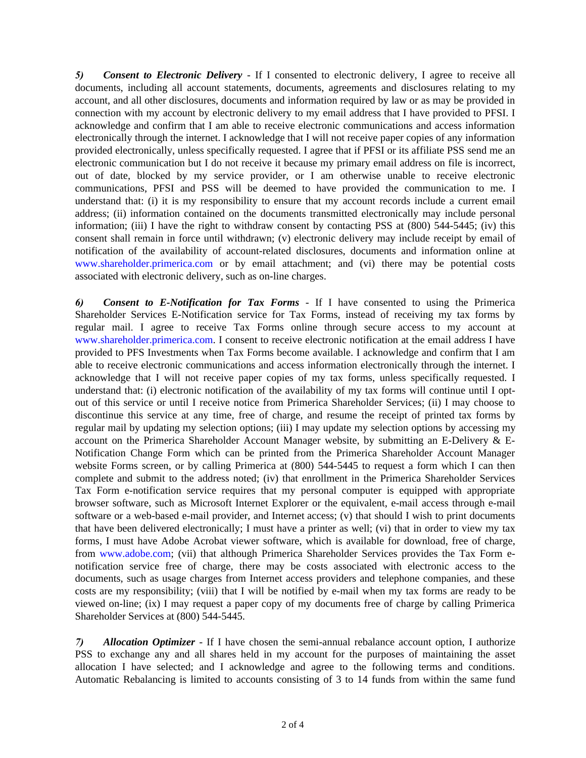***5) Consent to Electronic Delivery*** - If I consented to electronic delivery, I agree to receive all documents, including all account statements, documents, agreements and disclosures relating to my account, and all other disclosures, documents and information required by law or as may be provided in connection with my account by electronic delivery to my email address that I have provided to PFSI. I acknowledge and confirm that I am able to receive electronic communications and access information electronically through the internet. I acknowledge that I will not receive paper copies of any information provided electronically, unless specifically requested. I agree that if PFSI or its affiliate PSS send me an electronic communication but I do not receive it because my primary email address on file is incorrect, out of date, blocked by my service provider, or I am otherwise unable to receive electronic communications, PFSI and PSS will be deemed to have provided the communication to me. I understand that: (i) it is my responsibility to ensure that my account records include a current email address; (ii) information contained on the documents transmitted electronically may include personal information; (iii) I have the right to withdraw consent by contacting PSS at (800) 544-5445; (iv) this consent shall remain in force until withdrawn; (v) electronic delivery may include receipt by email of notification of the availability of account-related disclosures, documents and information online at www.shareholder.primerica.com or by email attachment; and (vi) there may be potential costs associated with electronic delivery, such as on-line charges.

***6) Consent to E-Notification for Tax Forms*** - If I have consented to using the Primerica Shareholder Services E-Notification service for Tax Forms, instead of receiving my tax forms by regular mail. I agree to receive Tax Forms online through secure access to my account at www.shareholder.primerica.com. I consent to receive electronic notification at the email address I have provided to PFS Investments when Tax Forms become available. I acknowledge and confirm that I am able to receive electronic communications and access information electronically through the internet. I acknowledge that I will not receive paper copies of my tax forms, unless specifically requested. I understand that: (i) electronic notification of the availability of my tax forms will continue until I opt-out of this service or until I receive notice from Primerica Shareholder Services; (ii) I may choose to discontinue this service at any time, free of charge, and resume the receipt of printed tax forms by regular mail by updating my selection options; (iii) I may update my selection options by accessing my account on the Primerica Shareholder Account Manager website, by submitting an E-Delivery & E-Notification Change Form which can be printed from the Primerica Shareholder Account Manager website Forms screen, or by calling Primerica at (800) 544-5445 to request a form which I can then complete and submit to the address noted; (iv) that enrollment in the Primerica Shareholder Services Tax Form e-notification service requires that my personal computer is equipped with appropriate browser software, such as Microsoft Internet Explorer or the equivalent, e-mail access through e-mail software or a web-based e-mail provider, and Internet access; (v) that should I wish to print documents that have been delivered electronically; I must have a printer as well; (vi) that in order to view my tax forms, I must have Adobe Acrobat viewer software, which is available for download, free of charge, from www.adobe.com; (vii) that although Primerica Shareholder Services provides the Tax Form e-notification service free of charge, there may be costs associated with electronic access to the documents, such as usage charges from Internet access providers and telephone companies, and these costs are my responsibility; (viii) that I will be notified by e-mail when my tax forms are ready to be viewed on-line; (ix) I may request a paper copy of my documents free of charge by calling Primerica Shareholder Services at (800) 544-5445.

***7) Allocation Optimizer*** - If I have chosen the semi-annual rebalance account option, I authorize PSS to exchange any and all shares held in my account for the purposes of maintaining the asset allocation I have selected; and I acknowledge and agree to the following terms and conditions. Automatic Rebalancing is limited to accounts consisting of 3 to 14 funds from within the same fund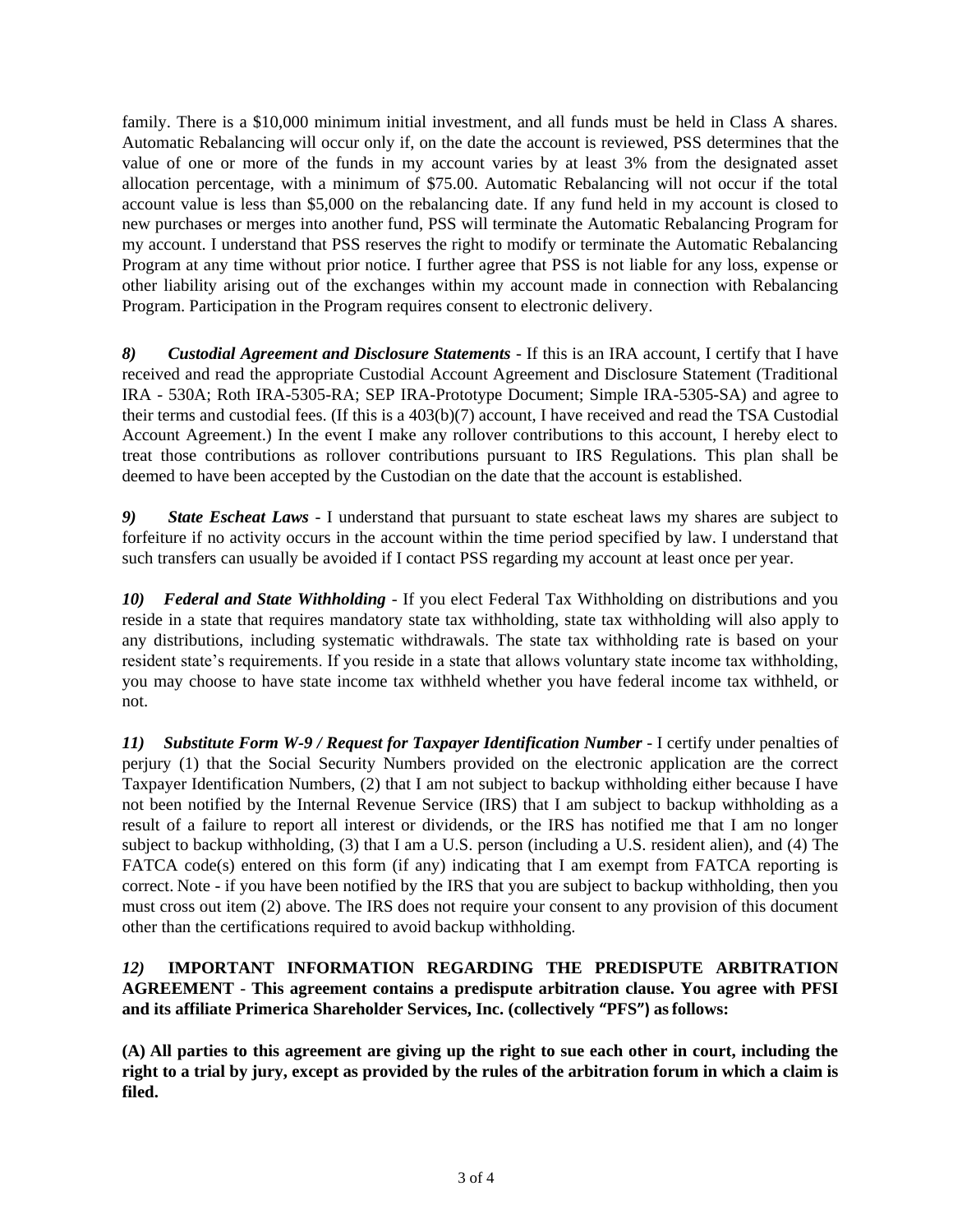family. There is a $10,000 minimum initial investment, and all funds must be held in Class A shares. Automatic Rebalancing will occur only if, on the date the account is reviewed, PSS determines that the value of one or more of the funds in my account varies by at least 3% from the designated asset allocation percentage, with a minimum of $75.00. Automatic Rebalancing will not occur if the total account value is less than $5,000 on the rebalancing date. If any fund held in my account is closed to new purchases or merges into another fund, PSS will terminate the Automatic Rebalancing Program for my account. I understand that PSS reserves the right to modify or terminate the Automatic Rebalancing Program at any time without prior notice. I further agree that PSS is not liable for any loss, expense or other liability arising out of the exchanges within my account made in connection with Rebalancing Program. Participation in the Program requires consent to electronic delivery.

***8) Custodial Agreement and Disclosure Statements*** - If this is an IRA account, I certify that I have received and read the appropriate Custodial Account Agreement and Disclosure Statement (Traditional IRA - 530A; Roth IRA-5305-RA; SEP IRA-Prototype Document; Simple IRA-5305-SA) and agree to their terms and custodial fees. (If this is a 403(b)(7) account, I have received and read the TSA Custodial Account Agreement.) In the event I make any rollover contributions to this account, I hereby elect to treat those contributions as rollover contributions pursuant to IRS Regulations. This plan shall be deemed to have been accepted by the Custodian on the date that the account is established.

***9) State Escheat Laws*** - I understand that pursuant to state escheat laws my shares are subject to forfeiture if no activity occurs in the account within the time period specified by law. I understand that such transfers can usually be avoided if I contact PSS regarding my account at least once per year.

***10) Federal and State Withholding*** - If you elect Federal Tax Withholding on distributions and you reside in a state that requires mandatory state tax withholding, state tax withholding will also apply to any distributions, including systematic withdrawals. The state tax withholding rate is based on your resident state's requirements. If you reside in a state that allows voluntary state income tax withholding, you may choose to have state income tax withheld whether you have federal income tax withheld, or not.

***11) Substitute Form W-9 / Request for Taxpayer Identification Number*** - I certify under penalties of perjury (1) that the Social Security Numbers provided on the electronic application are the correct Taxpayer Identification Numbers, (2) that I am not subject to backup withholding either because I have not been notified by the Internal Revenue Service (IRS) that I am subject to backup withholding as a result of a failure to report all interest or dividends, or the IRS has notified me that I am no longer subject to backup withholding, (3) that I am a U.S. person (including a U.S. resident alien), and (4) The FATCA code(s) entered on this form (if any) indicating that I am exempt from FATCA reporting is correct. Note - if you have been notified by the IRS that you are subject to backup withholding, then you must cross out item (2) above. The IRS does not require your consent to any provision of this document other than the certifications required to avoid backup withholding.

***12)*** **IMPORTANT INFORMATION REGARDING THE PREDISPUTE ARBITRATION AGREEMENT - This agreement contains a predispute arbitration clause. You agree with PFSI and its affiliate Primerica Shareholder Services, Inc. (collectively "PFS") as follows:**

**(A) All parties to this agreement are giving up the right to sue each other in court, including the right to a trial by jury, except as provided by the rules of the arbitration forum in which a claim is filed.**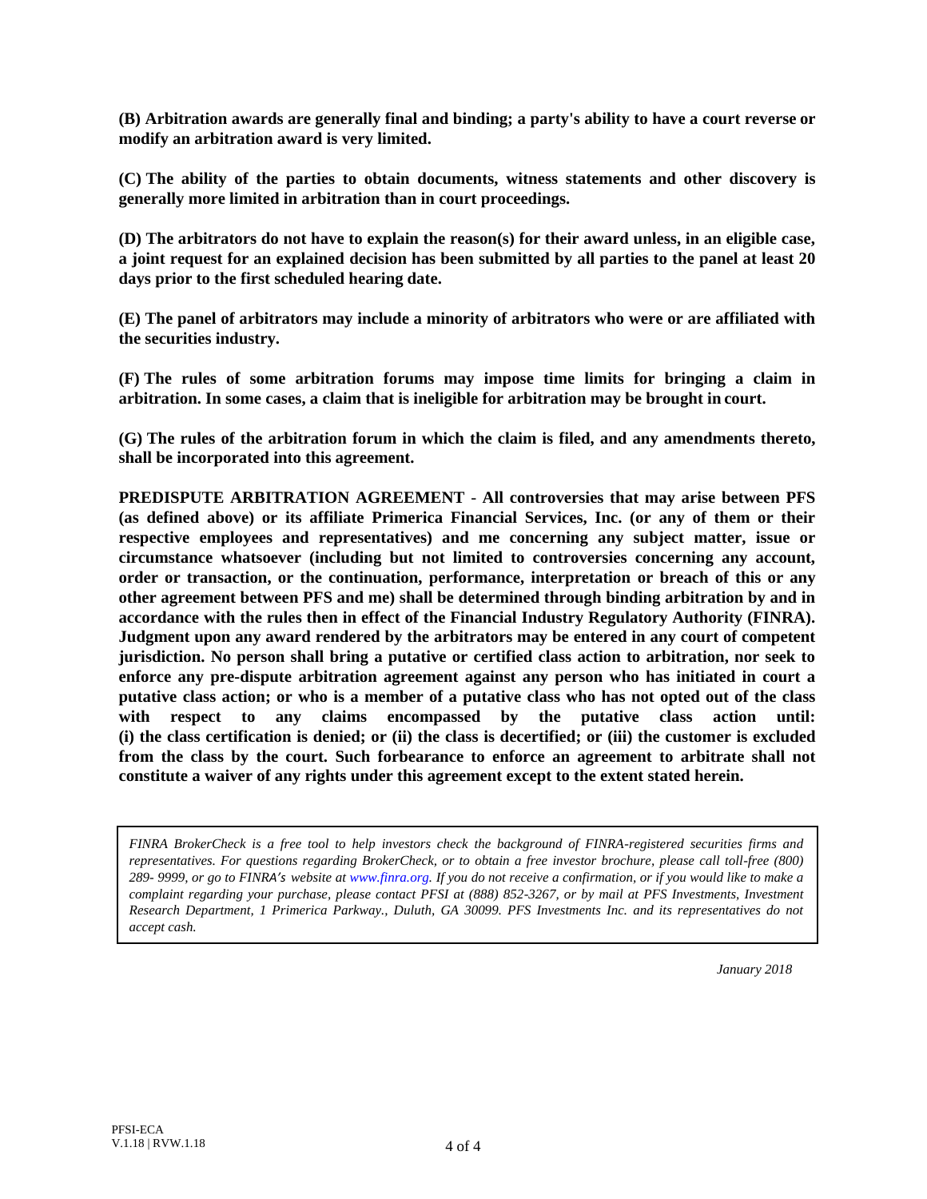**(B) Arbitration awards are generally final and binding; a party's ability to have a court reverse or modify an arbitration award is very limited.**

**(C) The ability of the parties to obtain documents, witness statements and other discovery is generally more limited in arbitration than in court proceedings.**

**(D) The arbitrators do not have to explain the reason(s) for their award unless, in an eligible case, a joint request for an explained decision has been submitted by all parties to the panel at least 20 days prior to the first scheduled hearing date.**

**(E) The panel of arbitrators may include a minority of arbitrators who were or are affiliated with the securities industry.**

**(F) The rules of some arbitration forums may impose time limits for bringing a claim in arbitration. In some cases, a claim that is ineligible for arbitration may be brought in court.**

**(G) The rules of the arbitration forum in which the claim is filed, and any amendments thereto, shall be incorporated into this agreement.**

**PREDISPUTE ARBITRATION AGREEMENT** - **All controversies that may arise between PFS (as defined above) or its affiliate Primerica Financial Services, Inc. (or any of them or their respective employees and representatives) and me concerning any subject matter, issue or circumstance whatsoever (including but not limited to controversies concerning any account, order or transaction, or the continuation, performance, interpretation or breach of this or any other agreement between PFS and me) shall be determined through binding arbitration by and in accordance with the rules then in effect of the Financial Industry Regulatory Authority (FINRA). Judgment upon any award rendered by the arbitrators may be entered in any court of competent jurisdiction. No person shall bring a putative or certified class action to arbitration, nor seek to enforce any pre-dispute arbitration agreement against any person who has initiated in court a putative class action; or who is a member of a putative class who has not opted out of the class with respect to any claims encompassed by the putative class action until: (i) the class certification is denied; or (ii) the class is decertified; or (iii) the customer is excluded from the class by the court. Such forbearance to enforce an agreement to arbitrate shall not constitute a waiver of any rights under this agreement except to the extent stated herein.**

*FINRA BrokerCheck is a free tool to help investors check the background of FINRA-registered securities firms and representatives. For questions regarding BrokerCheck, or to obtain a free investor brochure, please call toll-free (800) 289- 9999, or go to FINRA's website at www.finra.org. If you do not receive a confirmation, or if you would like to make a complaint regarding your purchase, please contact PFSI at (888) 852-3267, or by mail at PFS Investments, Investment Research Department, 1 Primerica Parkway., Duluth, GA 30099. PFS Investments Inc. and its representatives do not accept cash.*

*January 2018*

PFSI-ECA
V.1.18 | RVW.1.18